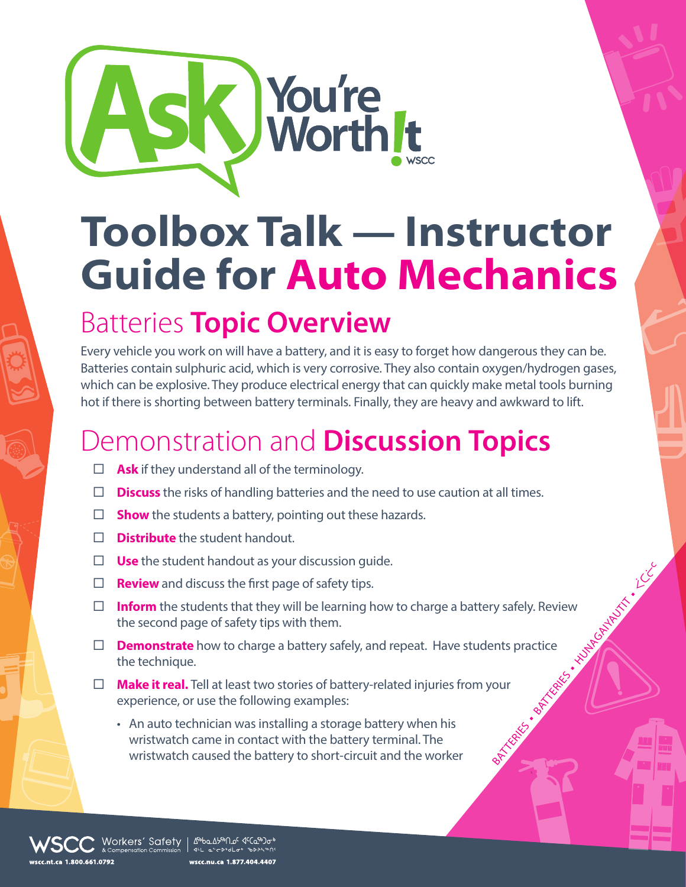# Toolbox Talk — Instructor Guide for Auto Mechanics

## Batteries **Topic Overview**

Every vehicle you work on will have a battery, and it is easy to forget how dangerous they can be. Batteries contain sulphuric acid, which is very corrosive. They also contain oxygen/hydrogen gases, which can be explosive. They produce electrical energy that can quickly make metal tools burning hot if there is shorting between battery terminals. Finally, they are heavy and awkward to lift.

## Demonstration and **Discussion Topics**

- ☐ **Ask** if they understand all of the terminology.
- ☐ **Discuss** the risks of handling batteries and the need to use caution at all times.
- ☐ **Show** the students a battery, pointing out these hazards.
- ☐ **Distribute** the student handout.
- ☐ **Use** the student handout as your discussion guide.
- ☐ **Review** and discuss the first page of safety tips.
- ☐ **Inform** the students that they will be learning how to charge a battery safely. Review the second page of safety tips with them.
- ☐ **Demonstrate** how to charge a battery safely, and repeat. Have students practice the technique.
- ☐ **Make it real.** Tell at least two stories of battery-related injuries from your experience, or use the following examples:
  - An auto technician was installing a storage battery when his wristwatch came in contact with the battery terminal. The wristwatch caused the battery to short-circuit and the worker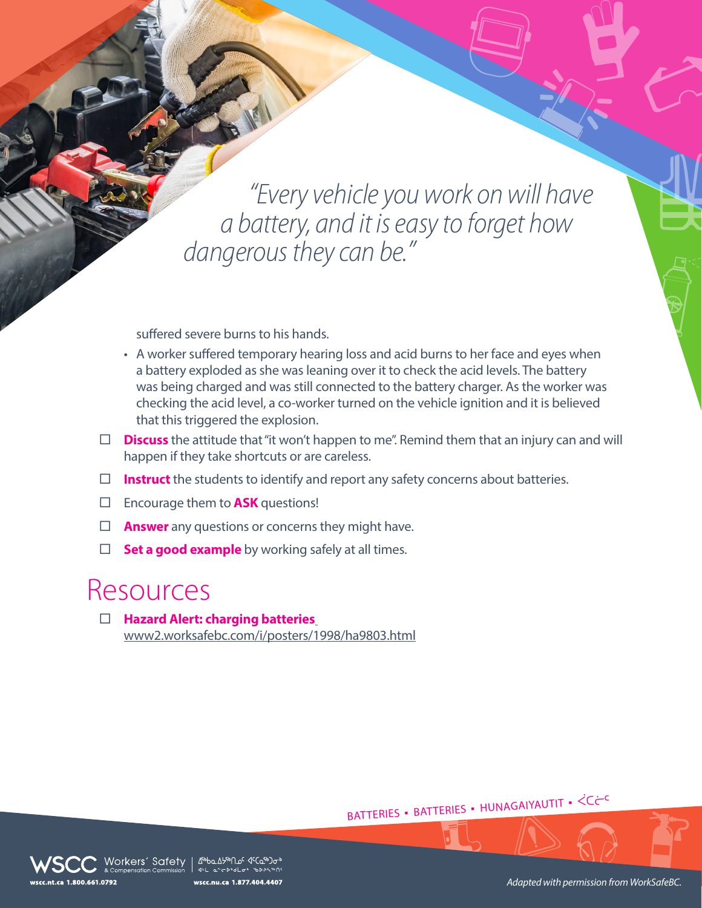*"Every vehicle you work on will have a battery, and it is easy to forget how dangerous they can be."*

suffered severe burns to his hands.

- A worker suffered temporary hearing loss and acid burns to her face and eyes when a battery exploded as she was leaning over it to check the acid levels. The battery was being charged and was still connected to the battery charger. As the worker was checking the acid level, a co-worker turned on the vehicle ignition and it is believed that this triggered the explosion.

- ☐ **Discuss** the attitude that "it won't happen to me". Remind them that an injury can and will happen if they take shortcuts or are careless.
- ☐ **Instruct** the students to identify and report any safety concerns about batteries.
- ☐ Encourage them to **ASK** questions!
- ☐ **Answer** any questions or concerns they might have.
- ☐ **Set a good example** by working safely at all times.

# Resources

- ☐ **Hazard Alert: charging batteries**
  www2.worksafebc.com/i/posters/1998/ha9803.html

BATTERIES ▪ BATTERIES ▪ HUNAGAIYAUTIT ▪ ᐹᑕᓖᑦ

WSCC Workers' Safety & Compensation Commission | ᐃᖅᑲᐃᔭᕐᓂᑦ ᐊᑦᑕᓇᖅᑐᓂᒃ ᐊᒻᒪ ᓇᖏᖅᑐᓕᕆᓂᒃ ᖃᐅᔨᓴᖅᑎᑦ

wscc.nt.ca 1.800.661.0792 wscc.nu.ca 1.877.404.4407

*Adapted with permission from WorkSafeBC.*